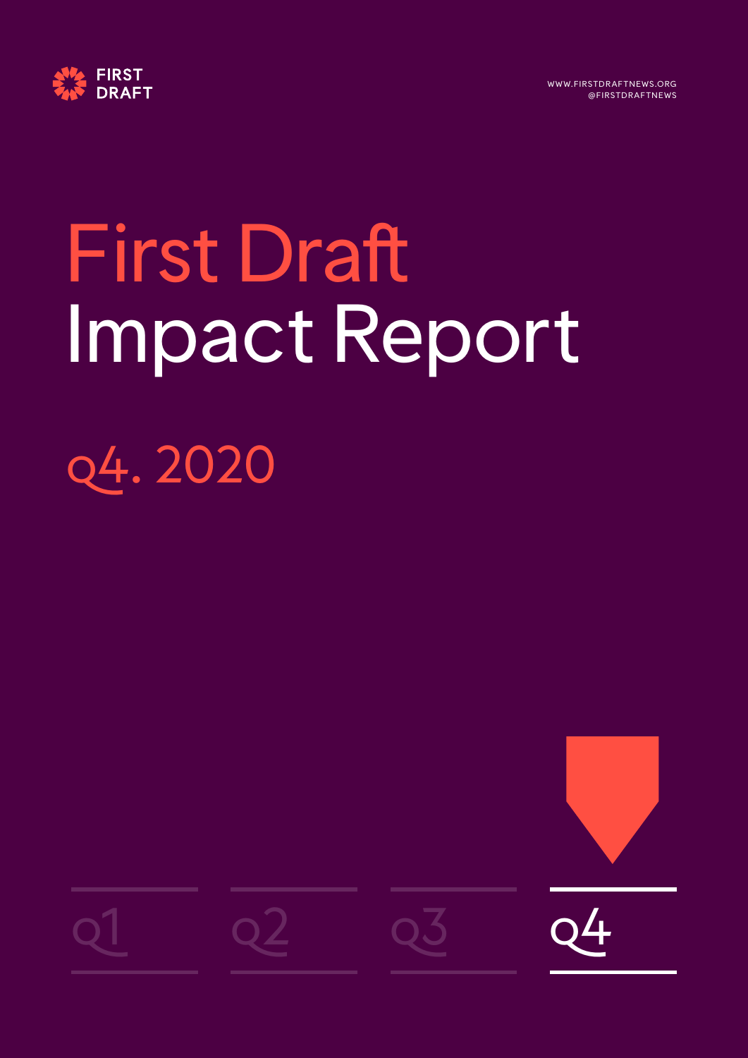FIRST DRAFT

WWW.FIRSTDRAFTNEWS.ORG
@FIRSTDRAFTNEWS

# First Draft Impact Report

## Q4. 2020

Q1 Q2 Q3 Q4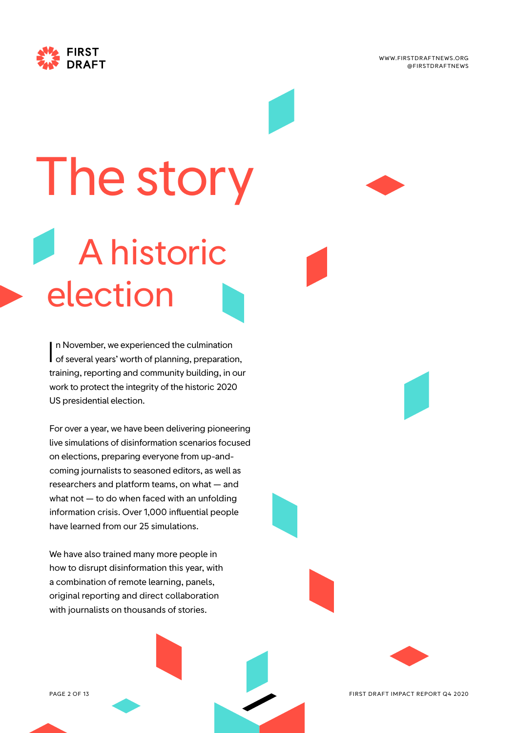# The story

## A historic election

In November, we experienced the culmination of several years' worth of planning, preparation, training, reporting and community building, in our work to protect the integrity of the historic 2020 US presidential election.

For over a year, we have been delivering pioneering live simulations of disinformation scenarios focused on elections, preparing everyone from up-and-coming journalists to seasoned editors, as well as researchers and platform teams, on what — and what not — to do when faced with an unfolding information crisis. Over 1,000 influential people have learned from our 25 simulations.

We have also trained many more people in how to disrupt disinformation this year, with a combination of remote learning, panels, original reporting and direct collaboration with journalists on thousands of stories.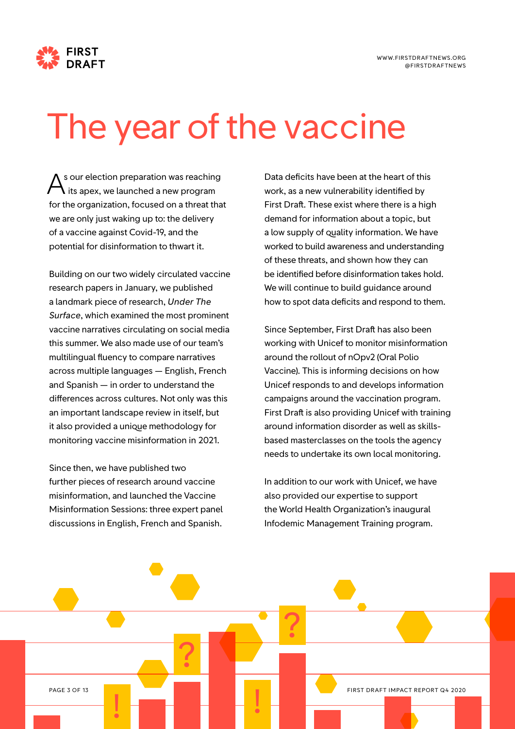# The year of the vaccine

As our election preparation was reaching its apex, we launched a new program for the organization, focused on a threat that we are only just waking up to: the delivery of a vaccine against Covid-19, and the potential for disinformation to thwart it.

Building on our two widely circulated vaccine research papers in January, we published a landmark piece of research, *Under The Surface*, which examined the most prominent vaccine narratives circulating on social media this summer. We also made use of our team's multilingual fluency to compare narratives across multiple languages — English, French and Spanish — in order to understand the differences across cultures. Not only was this an important landscape review in itself, but it also provided a unique methodology for monitoring vaccine misinformation in 2021.

Since then, we have published two further pieces of research around vaccine misinformation, and launched the Vaccine Misinformation Sessions: three expert panel discussions in English, French and Spanish.

Data deficits have been at the heart of this work, as a new vulnerability identified by First Draft. These exist where there is a high demand for information about a topic, but a low supply of quality information. We have worked to build awareness and understanding of these threats, and shown how they can be identified before disinformation takes hold. We will continue to build guidance around how to spot data deficits and respond to them.

Since September, First Draft has also been working with Unicef to monitor misinformation around the rollout of nOpv2 (Oral Polio Vaccine). This is informing decisions on how Unicef responds to and develops information campaigns around the vaccination program. First Draft is also providing Unicef with training around information disorder as well as skills-based masterclasses on the tools the agency needs to undertake its own local monitoring.

In addition to our work with Unicef, we have also provided our expertise to support the World Health Organization's inaugural Infodemic Management Training program.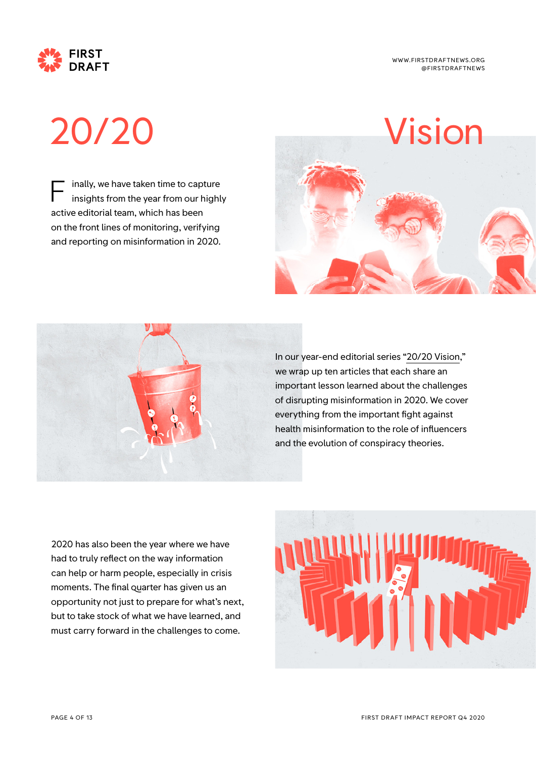# 20/20 Vision

Finally, we have taken time to capture insights from the year from our highly active editorial team, which has been on the front lines of monitoring, verifying and reporting on misinformation in 2020.

In our year-end editorial series "20/20 Vision," we wrap up ten articles that each share an important lesson learned about the challenges of disrupting misinformation in 2020. We cover everything from the important fight against health misinformation to the role of influencers and the evolution of conspiracy theories.

2020 has also been the year where we have had to truly reflect on the way information can help or harm people, especially in crisis moments. The final quarter has given us an opportunity not just to prepare for what's next, but to take stock of what we have learned, and must carry forward in the challenges to come.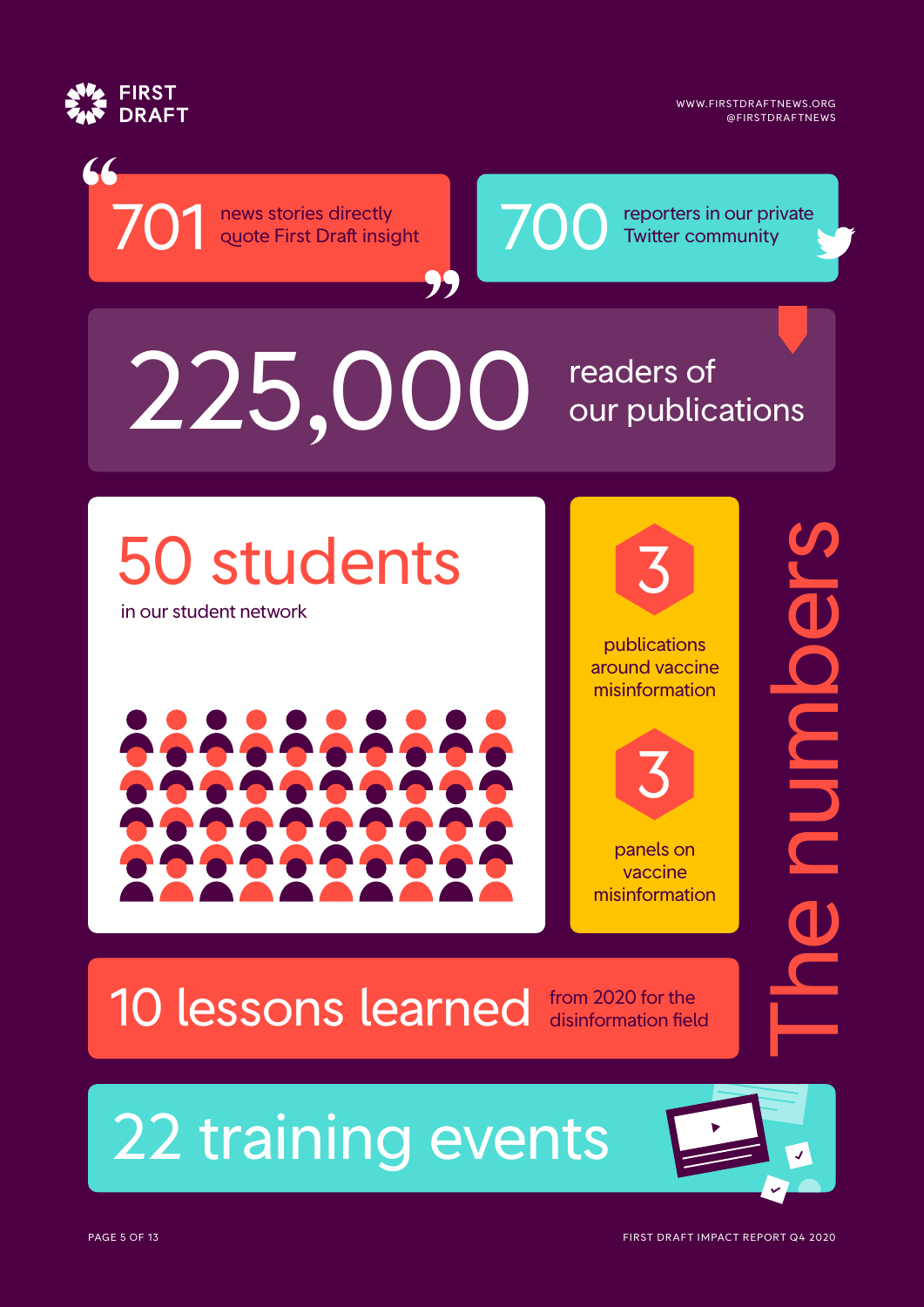# The numbers

**701** news stories directly quote First Draft insight

**700** reporters in our private Twitter community

**225,000** readers of our publications

**50 students** in our student network

**3** publications around vaccine misinformation

**3** panels on vaccine misinformation

**10 lessons learned** from 2020 for the disinformation field

**22 training events**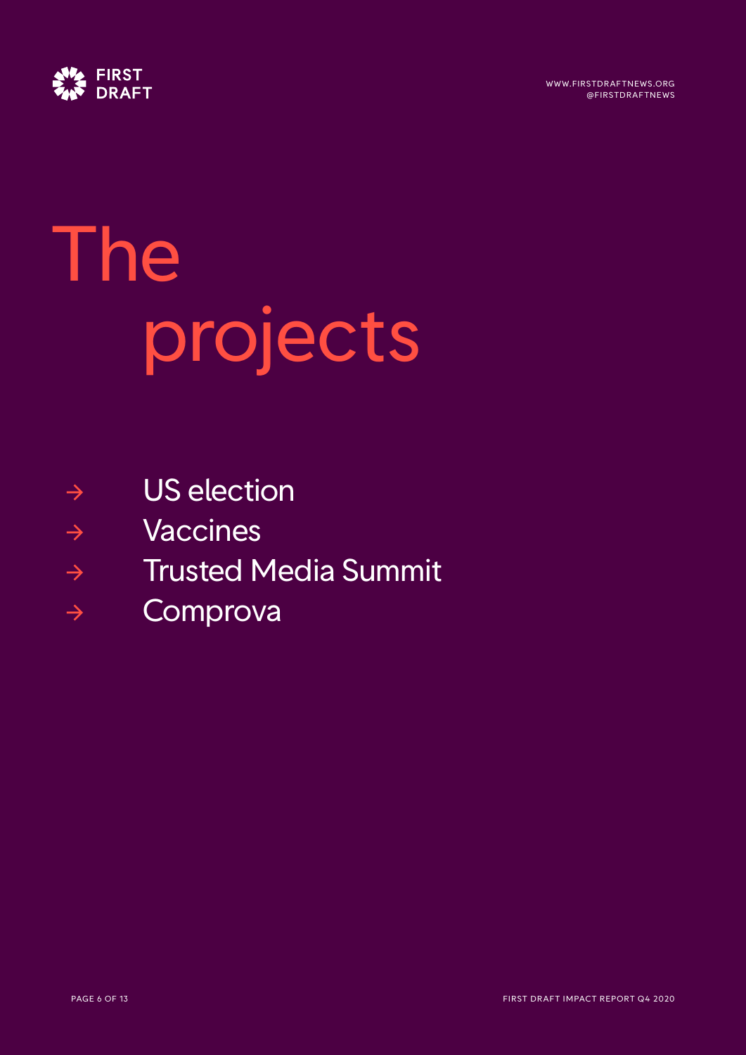# The projects

- US election
- Vaccines
- Trusted Media Summit
- Comprova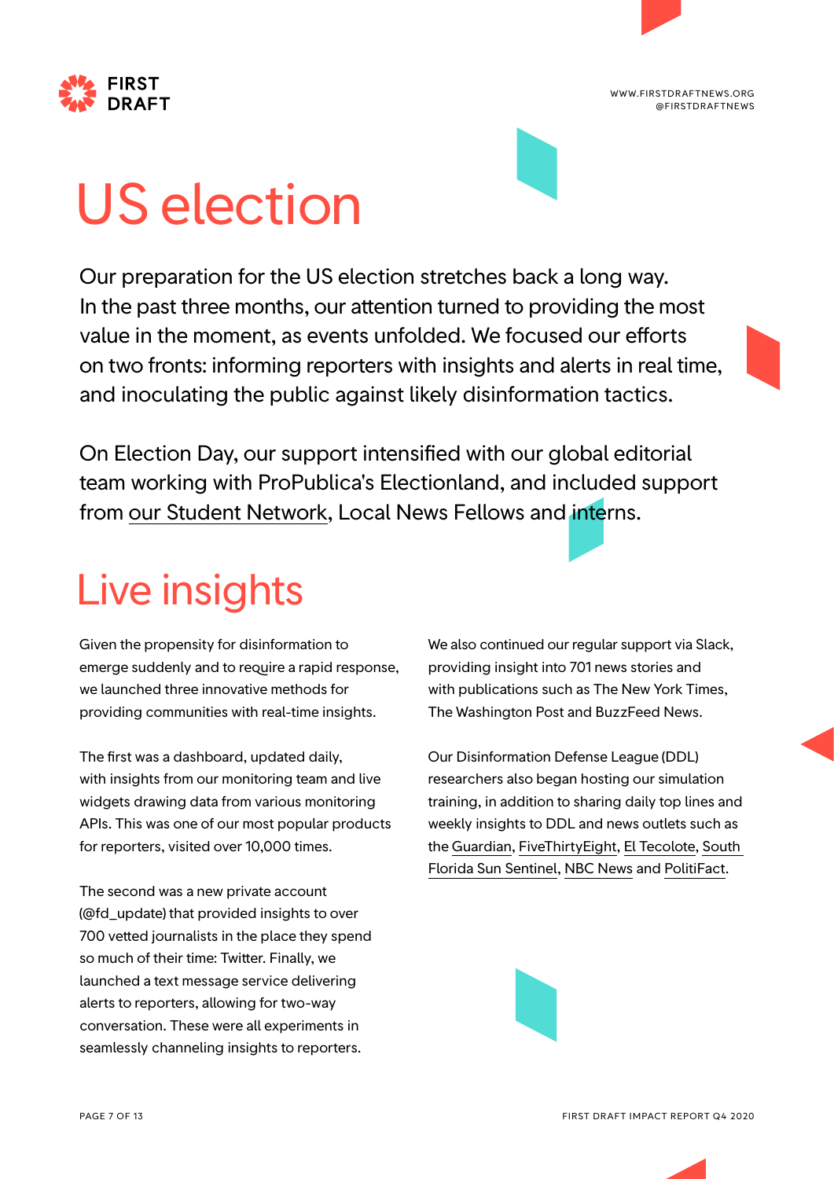# US election

Our preparation for the US election stretches back a long way. In the past three months, our attention turned to providing the most value in the moment, as events unfolded. We focused our efforts on two fronts: informing reporters with insights and alerts in real time, and inoculating the public against likely disinformation tactics.

On Election Day, our support intensified with our global editorial team working with ProPublica's Electionland, and included support from our Student Network, Local News Fellows and interns.

## Live insights

Given the propensity for disinformation to emerge suddenly and to require a rapid response, we launched three innovative methods for providing communities with real-time insights.

The first was a dashboard, updated daily, with insights from our monitoring team and live widgets drawing data from various monitoring APIs. This was one of our most popular products for reporters, visited over 10,000 times.

The second was a new private account (@fd_update) that provided insights to over 700 vetted journalists in the place they spend so much of their time: Twitter. Finally, we launched a text message service delivering alerts to reporters, allowing for two-way conversation. These were all experiments in seamlessly channeling insights to reporters.

We also continued our regular support via Slack, providing insight into 701 news stories and with publications such as The New York Times, The Washington Post and BuzzFeed News.

Our Disinformation Defense League (DDL) researchers also began hosting our simulation training, in addition to sharing daily top lines and weekly insights to DDL and news outlets such as the Guardian, FiveThirtyEight, El Tecolote, South Florida Sun Sentinel, NBC News and PolitiFact.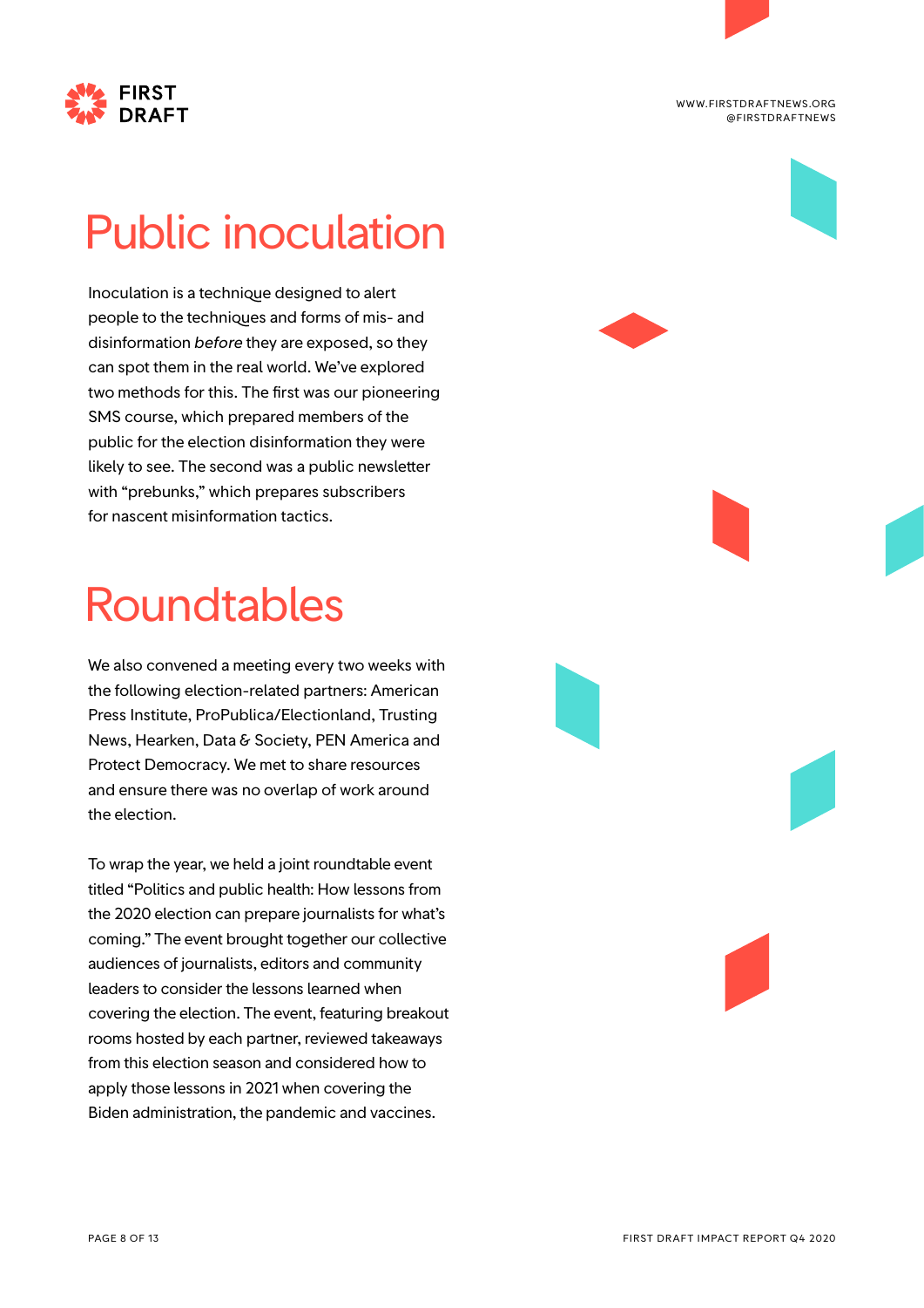# Public inoculation

Inoculation is a technique designed to alert people to the techniques and forms of mis- and disinformation *before* they are exposed, so they can spot them in the real world. We've explored two methods for this. The first was our pioneering SMS course, which prepared members of the public for the election disinformation they were likely to see. The second was a public newsletter with "prebunks," which prepares subscribers for nascent misinformation tactics.

# Roundtables

We also convened a meeting every two weeks with the following election-related partners: American Press Institute, ProPublica/Electionland, Trusting News, Hearken, Data & Society, PEN America and Protect Democracy. We met to share resources and ensure there was no overlap of work around the election.

To wrap the year, we held a joint roundtable event titled "Politics and public health: How lessons from the 2020 election can prepare journalists for what's coming." The event brought together our collective audiences of journalists, editors and community leaders to consider the lessons learned when covering the election. The event, featuring breakout rooms hosted by each partner, reviewed takeaways from this election season and considered how to apply those lessons in 2021 when covering the Biden administration, the pandemic and vaccines.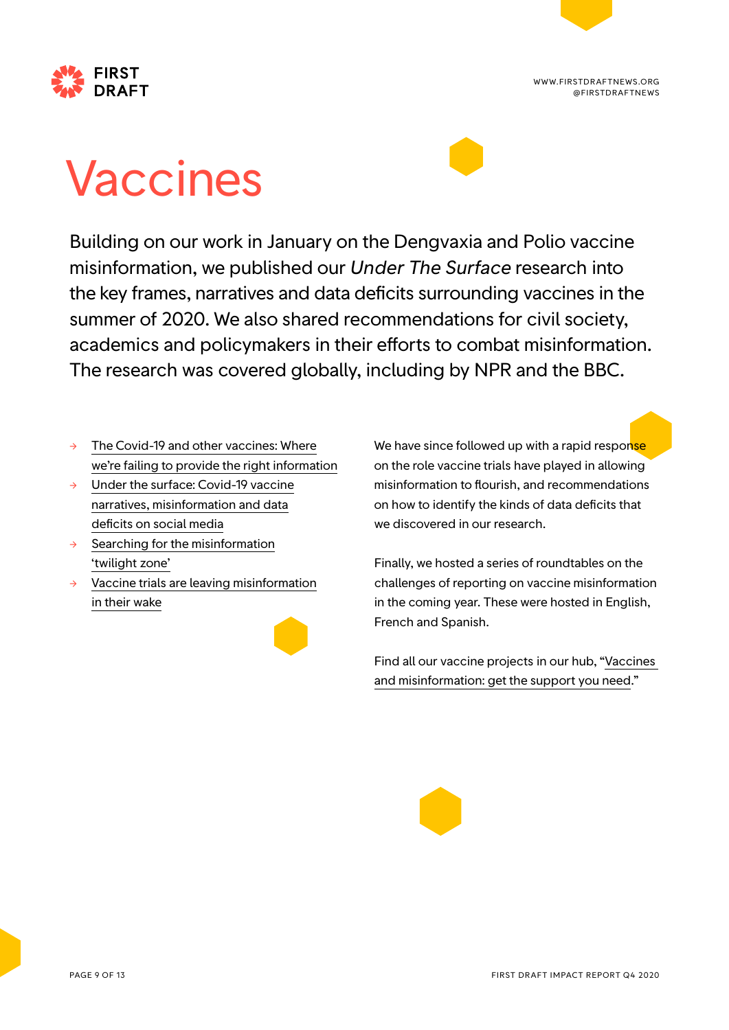# Vaccines

Building on our work in January on the Dengvaxia and Polio vaccine misinformation, we published our *Under The Surface* research into the key frames, narratives and data deficits surrounding vaccines in the summer of 2020. We also shared recommendations for civil society, academics and policymakers in their efforts to combat misinformation. The research was covered globally, including by NPR and the BBC.

- The Covid-19 and other vaccines: Where we're failing to provide the right information
- Under the surface: Covid-19 vaccine narratives, misinformation and data deficits on social media
- Searching for the misinformation 'twilight zone'
- Vaccine trials are leaving misinformation in their wake

We have since followed up with a rapid response on the role vaccine trials have played in allowing misinformation to flourish, and recommendations on how to identify the kinds of data deficits that we discovered in our research.

Finally, we hosted a series of roundtables on the challenges of reporting on vaccine misinformation in the coming year. These were hosted in English, French and Spanish.

Find all our vaccine projects in our hub, "Vaccines and misinformation: get the support you need."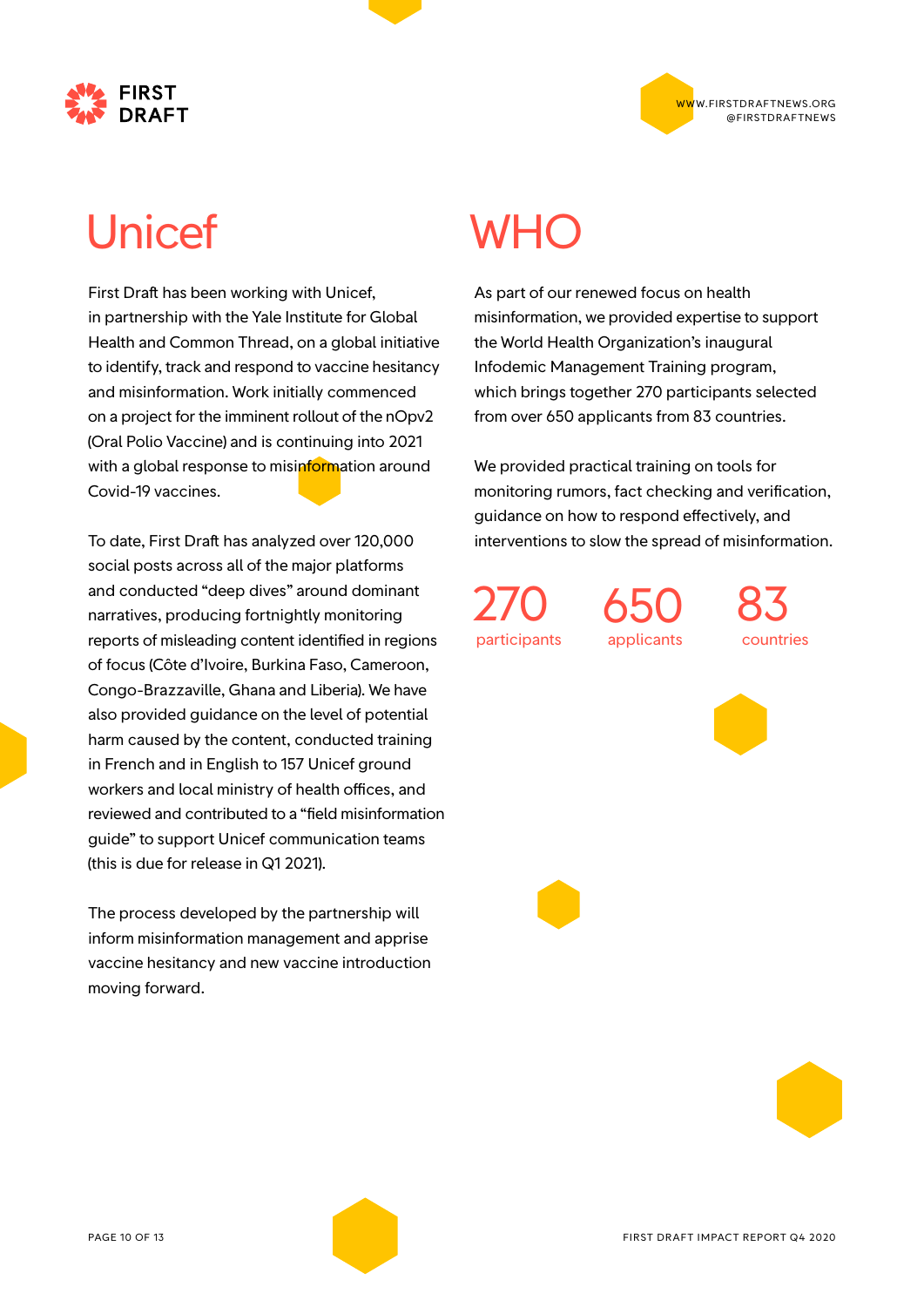# Unicef

First Draft has been working with Unicef, in partnership with the Yale Institute for Global Health and Common Thread, on a global initiative to identify, track and respond to vaccine hesitancy and misinformation. Work initially commenced on a project for the imminent rollout of the nOpv2 (Oral Polio Vaccine) and is continuing into 2021 with a global response to misinformation around Covid-19 vaccines.

To date, First Draft has analyzed over 120,000 social posts across all of the major platforms and conducted "deep dives" around dominant narratives, producing fortnightly monitoring reports of misleading content identified in regions of focus (Côte d'Ivoire, Burkina Faso, Cameroon, Congo-Brazzaville, Ghana and Liberia). We have also provided guidance on the level of potential harm caused by the content, conducted training in French and in English to 157 Unicef ground workers and local ministry of health offices, and reviewed and contributed to a "field misinformation guide" to support Unicef communication teams (this is due for release in Q1 2021).

The process developed by the partnership will inform misinformation management and apprise vaccine hesitancy and new vaccine introduction moving forward.

# WHO

As part of our renewed focus on health misinformation, we provided expertise to support the World Health Organization's inaugural Infodemic Management Training program, which brings together 270 participants selected from over 650 applicants from 83 countries.

We provided practical training on tools for monitoring rumors, fact checking and verification, guidance on how to respond effectively, and interventions to slow the spread of misinformation.

**270** participants

**650** applicants

**83** countries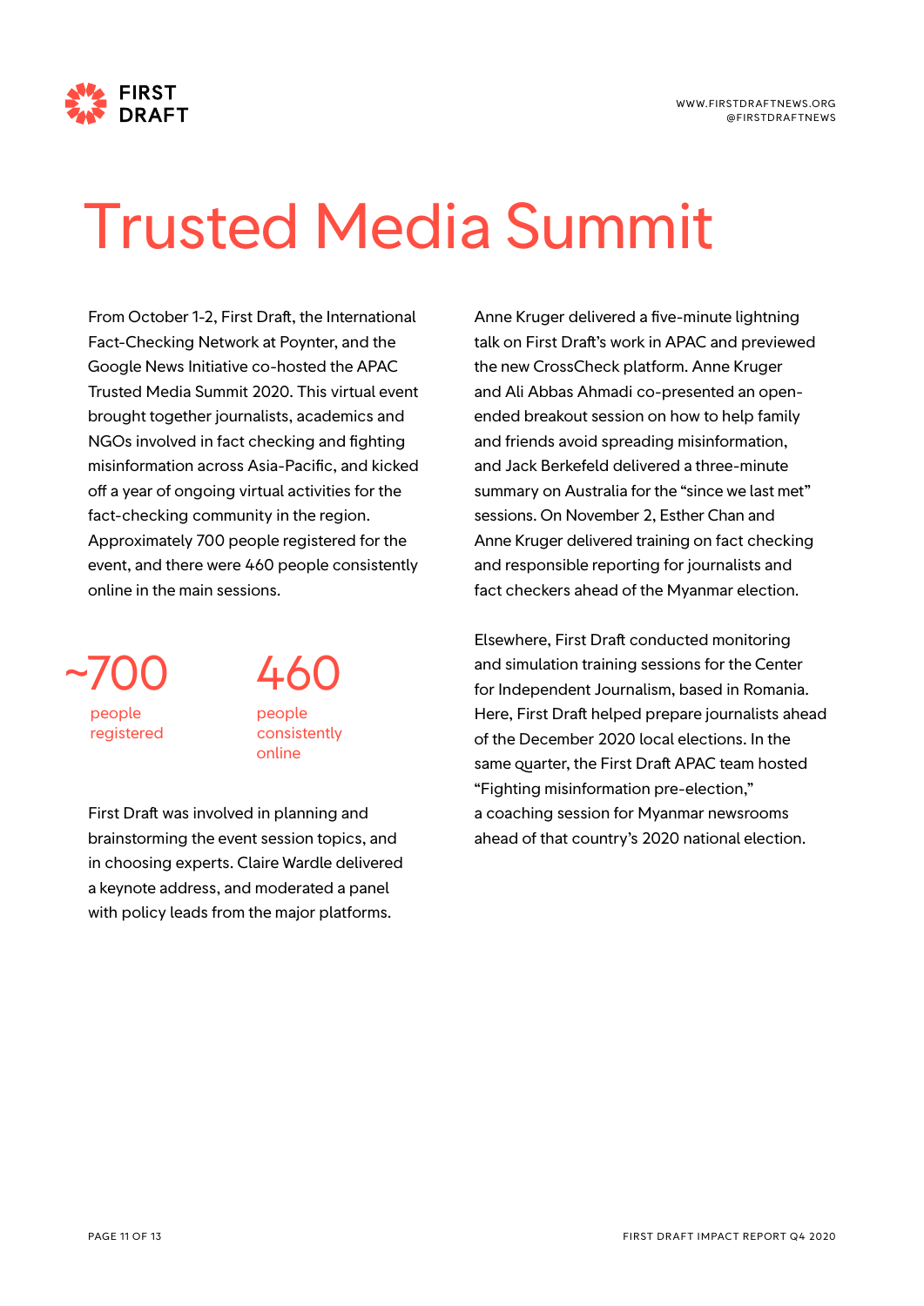# Trusted Media Summit

From October 1-2, First Draft, the International Fact-Checking Network at Poynter, and the Google News Initiative co-hosted the APAC Trusted Media Summit 2020. This virtual event brought together journalists, academics and NGOs involved in fact checking and fighting misinformation across Asia-Pacific, and kicked off a year of ongoing virtual activities for the fact-checking community in the region. Approximately 700 people registered for the event, and there were 460 people consistently online in the main sessions.

**~700**
people registered

**460**
people consistently online

First Draft was involved in planning and brainstorming the event session topics, and in choosing experts. Claire Wardle delivered a keynote address, and moderated a panel with policy leads from the major platforms.

Anne Kruger delivered a five-minute lightning talk on First Draft's work in APAC and previewed the new CrossCheck platform. Anne Kruger and Ali Abbas Ahmadi co-presented an open-ended breakout session on how to help family and friends avoid spreading misinformation, and Jack Berkefeld delivered a three-minute summary on Australia for the "since we last met" sessions. On November 2, Esther Chan and Anne Kruger delivered training on fact checking and responsible reporting for journalists and fact checkers ahead of the Myanmar election.

Elsewhere, First Draft conducted monitoring and simulation training sessions for the Center for Independent Journalism, based in Romania. Here, First Draft helped prepare journalists ahead of the December 2020 local elections. In the same quarter, the First Draft APAC team hosted "Fighting misinformation pre-election," a coaching session for Myanmar newsrooms ahead of that country's 2020 national election.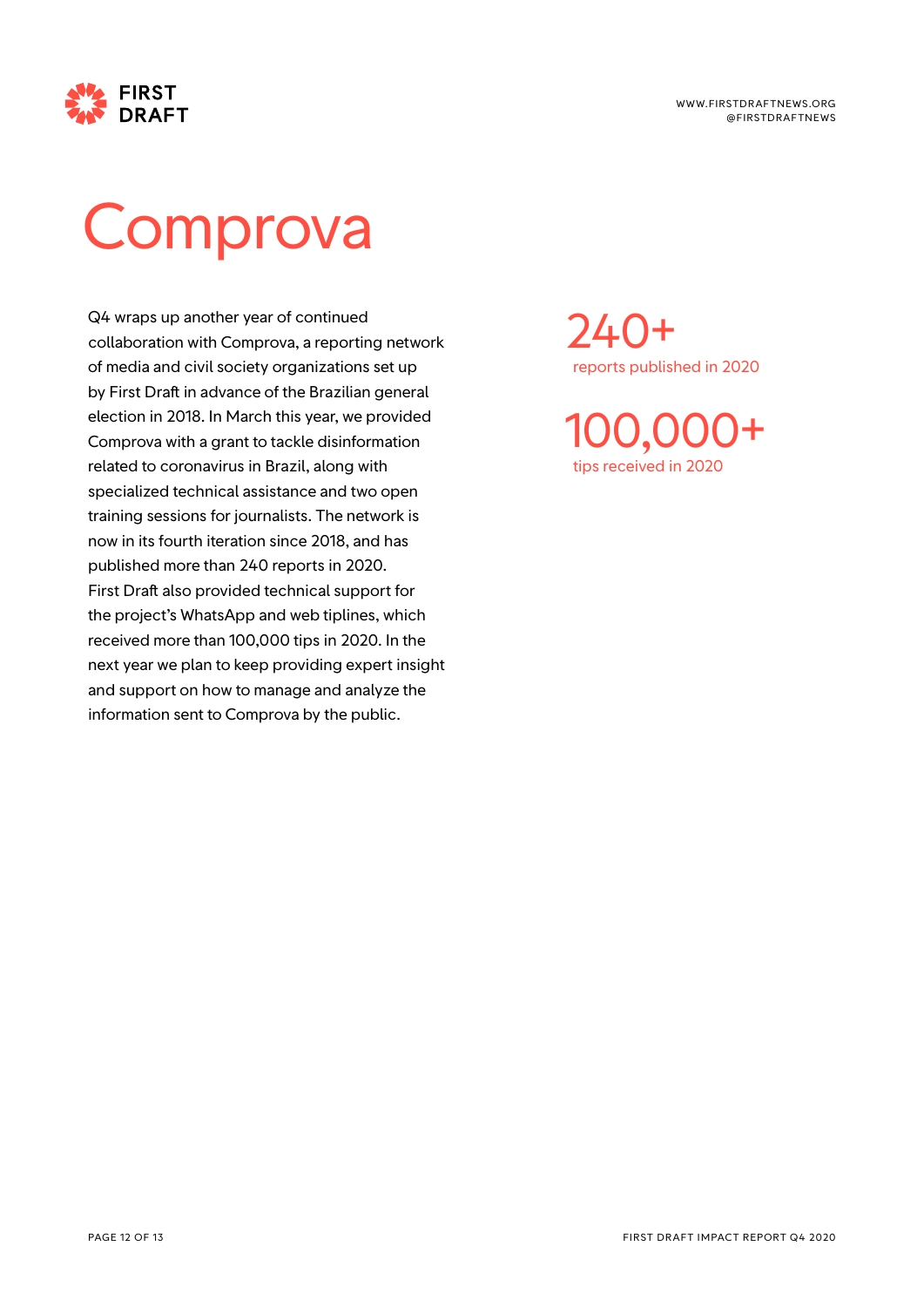# Comprova

Q4 wraps up another year of continued collaboration with Comprova, a reporting network of media and civil society organizations set up by First Draft in advance of the Brazilian general election in 2018. In March this year, we provided Comprova with a grant to tackle disinformation related to coronavirus in Brazil, along with specialized technical assistance and two open training sessions for journalists. The network is now in its fourth iteration since 2018, and has published more than 240 reports in 2020. First Draft also provided technical support for the project's WhatsApp and web tiplines, which received more than 100,000 tips in 2020. In the next year we plan to keep providing expert insight and support on how to manage and analyze the information sent to Comprova by the public.

**240+**
reports published in 2020

**100,000+**
tips received in 2020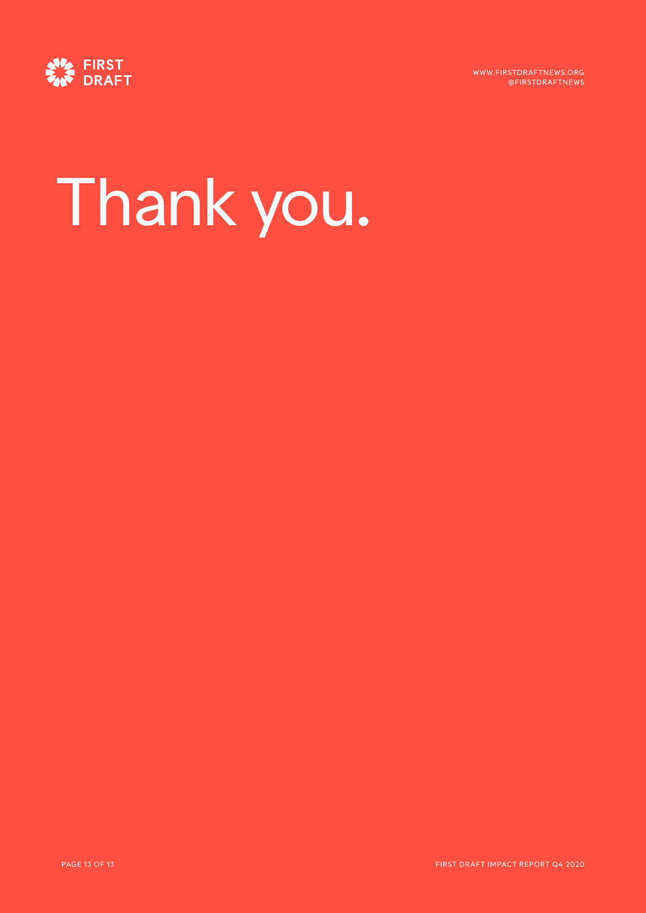# Thank you.